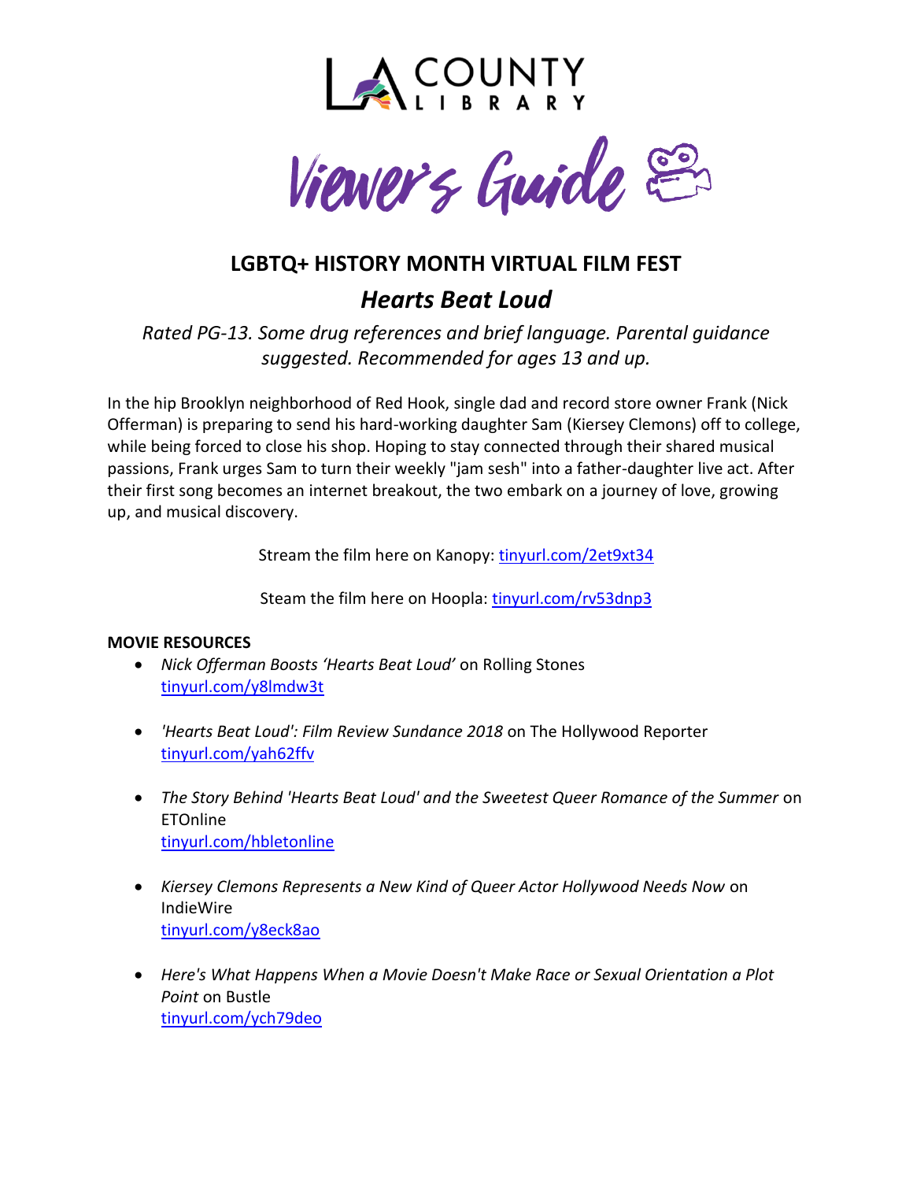LA COUNTY LIBRARY

# Viewer's Guide

## LGBTQ+ HISTORY MONTH VIRTUAL FILM FEST

## *Hearts Beat Loud*

*Rated PG-13. Some drug references and brief language. Parental guidance suggested. Recommended for ages 13 and up.*

In the hip Brooklyn neighborhood of Red Hook, single dad and record store owner Frank (Nick Offerman) is preparing to send his hard-working daughter Sam (Kiersey Clemons) off to college, while being forced to close his shop. Hoping to stay connected through their shared musical passions, Frank urges Sam to turn their weekly "jam sesh" into a father-daughter live act. After their first song becomes an internet breakout, the two embark on a journey of love, growing up, and musical discovery.

Stream the film here on Kanopy: tinyurl.com/2et9xt34

Steam the film here on Hoopla: tinyurl.com/rv53dnp3

**MOVIE RESOURCES**

- *Nick Offerman Boosts 'Hearts Beat Loud'* on Rolling Stones
  tinyurl.com/y8lmdw3t
- *'Hearts Beat Loud': Film Review Sundance 2018* on The Hollywood Reporter
  tinyurl.com/yah62ffv
- *The Story Behind 'Hearts Beat Loud' and the Sweetest Queer Romance of the Summer* on ETOnline
  tinyurl.com/hbletonline
- *Kiersey Clemons Represents a New Kind of Queer Actor Hollywood Needs Now* on IndieWire
  tinyurl.com/y8eck8ao
- *Here's What Happens When a Movie Doesn't Make Race or Sexual Orientation a Plot Point* on Bustle
  tinyurl.com/ych79deo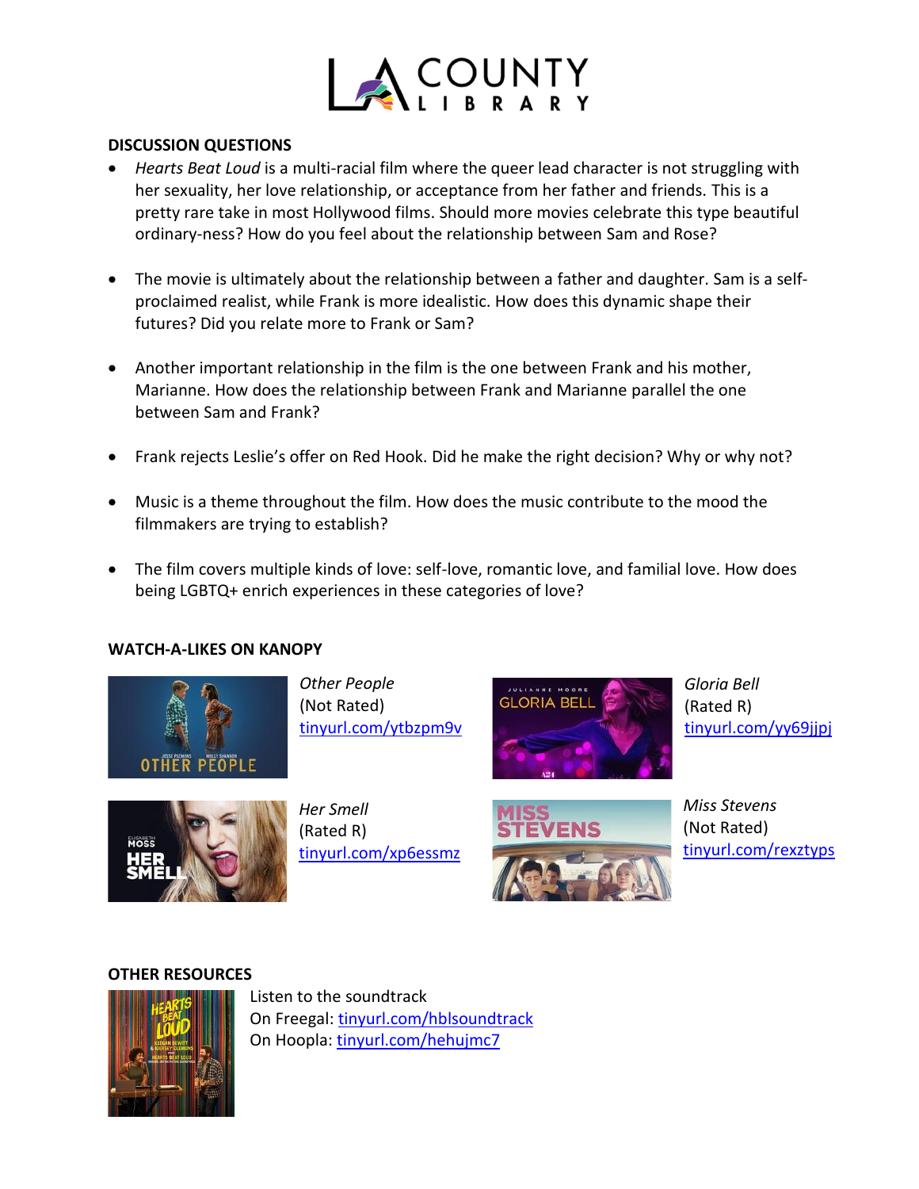## DISCUSSION QUESTIONS

- *Hearts Beat Loud* is a multi-racial film where the queer lead character is not struggling with her sexuality, her love relationship, or acceptance from her father and friends. This is a pretty rare take in most Hollywood films. Should more movies celebrate this type beautiful ordinary-ness? How do you feel about the relationship between Sam and Rose?

- The movie is ultimately about the relationship between a father and daughter. Sam is a self-proclaimed realist, while Frank is more idealistic. How does this dynamic shape their futures? Did you relate more to Frank or Sam?

- Another important relationship in the film is the one between Frank and his mother, Marianne. How does the relationship between Frank and Marianne parallel the one between Sam and Frank?

- Frank rejects Leslie's offer on Red Hook. Did he make the right decision? Why or why not?

- Music is a theme throughout the film. How does the music contribute to the mood the filmmakers are trying to establish?

- The film covers multiple kinds of love: self-love, romantic love, and familial love. How does being LGBTQ+ enrich experiences in these categories of love?

## WATCH-A-LIKES ON KANOPY

*Other People*
(Not Rated)
tinyurl.com/ytbzpm9v

*Gloria Bell*
(Rated R)
tinyurl.com/yy69jjpj

*Her Smell*
(Rated R)
tinyurl.com/xp6essmz

*Miss Stevens*
(Not Rated)
tinyurl.com/rexztyps

## OTHER RESOURCES

Listen to the soundtrack
On Freegal: tinyurl.com/hblsoundtrack
On Hoopla: tinyurl.com/hehujmc7